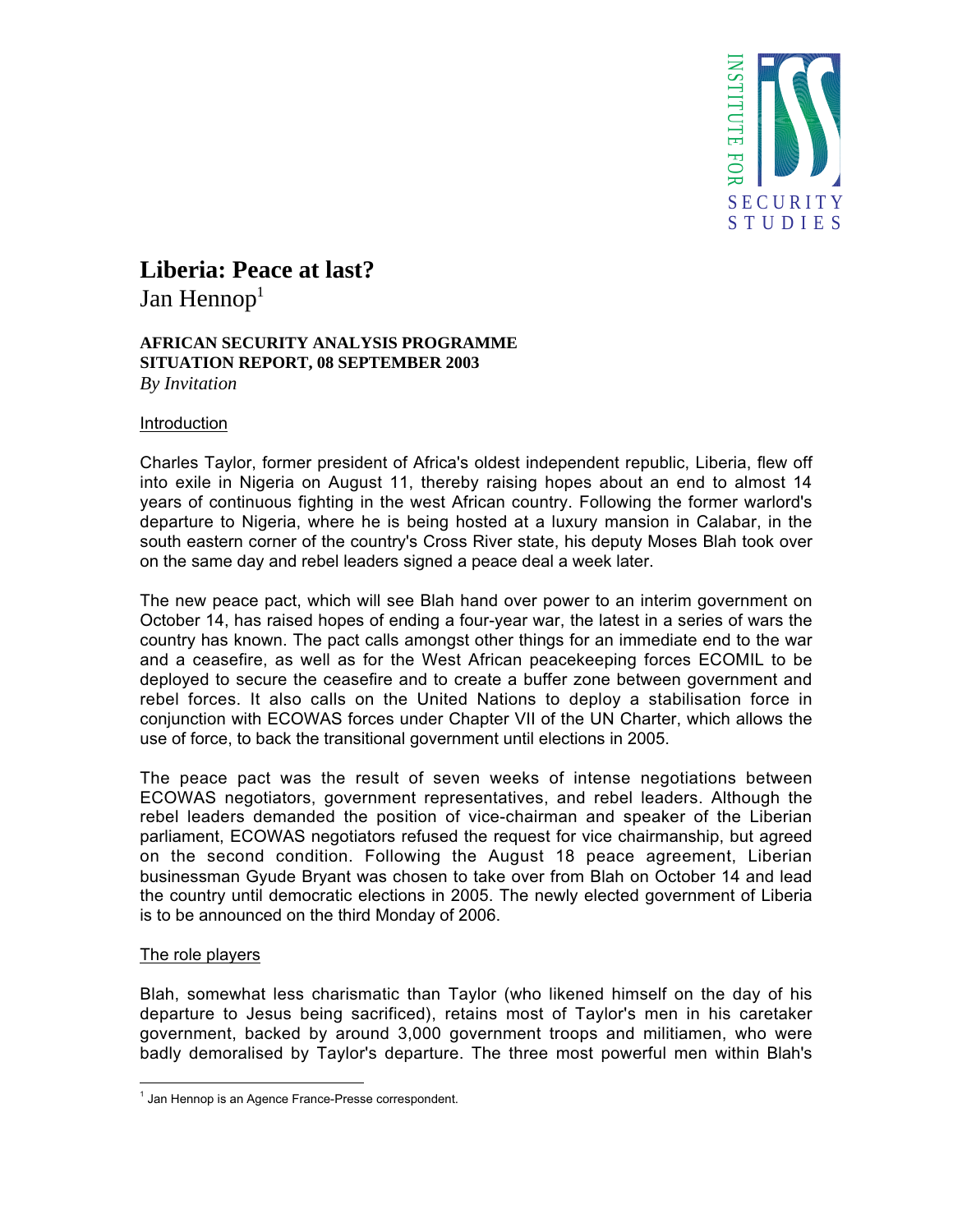# Liberia: Peace at last?

Jan Hennop[1]

**AFRICAN SECURITY ANALYSIS PROGRAMME**
**SITUATION REPORT, 08 SEPTEMBER 2003**
*By Invitation*

## Introduction

Charles Taylor, former president of Africa's oldest independent republic, Liberia, flew off into exile in Nigeria on August 11, thereby raising hopes about an end to almost 14 years of continuous fighting in the west African country. Following the former warlord's departure to Nigeria, where he is being hosted at a luxury mansion in Calabar, in the south eastern corner of the country's Cross River state, his deputy Moses Blah took over on the same day and rebel leaders signed a peace deal a week later.

The new peace pact, which will see Blah hand over power to an interim government on October 14, has raised hopes of ending a four-year war, the latest in a series of wars the country has known. The pact calls amongst other things for an immediate end to the war and a ceasefire, as well as for the West African peacekeeping forces ECOMIL to be deployed to secure the ceasefire and to create a buffer zone between government and rebel forces. It also calls on the United Nations to deploy a stabilisation force in conjunction with ECOWAS forces under Chapter VII of the UN Charter, which allows the use of force, to back the transitional government until elections in 2005.

The peace pact was the result of seven weeks of intense negotiations between ECOWAS negotiators, government representatives, and rebel leaders. Although the rebel leaders demanded the position of vice-chairman and speaker of the Liberian parliament, ECOWAS negotiators refused the request for vice chairmanship, but agreed on the second condition. Following the August 18 peace agreement, Liberian businessman Gyude Bryant was chosen to take over from Blah on October 14 and lead the country until democratic elections in 2005. The newly elected government of Liberia is to be announced on the third Monday of 2006.

## The role players

Blah, somewhat less charismatic than Taylor (who likened himself on the day of his departure to Jesus being sacrificed), retains most of Taylor's men in his caretaker government, backed by around 3,000 government troops and militiamen, who were badly demoralised by Taylor's departure. The three most powerful men within Blah's

---

[1] Jan Hennop is an Agence France-Presse correspondent.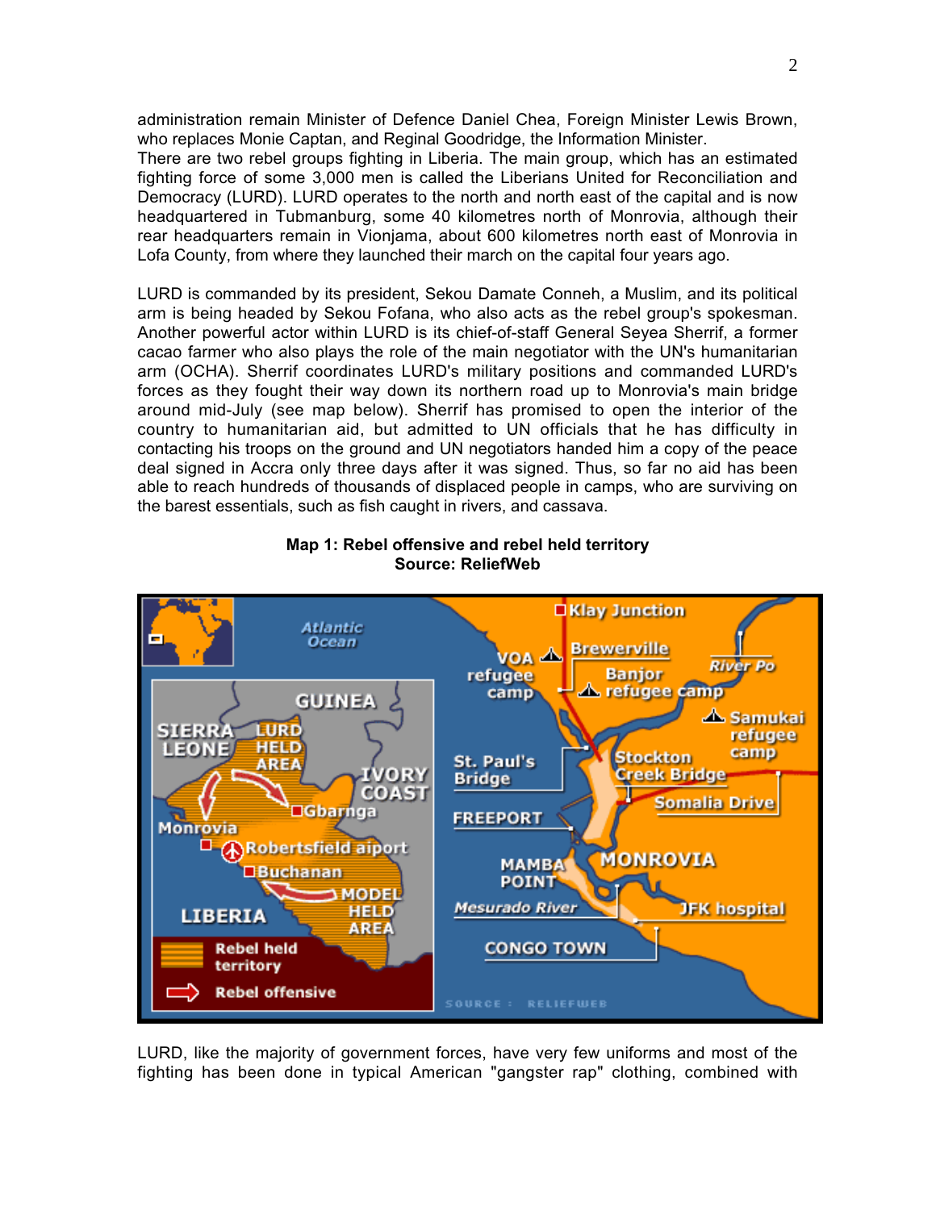administration remain Minister of Defence Daniel Chea, Foreign Minister Lewis Brown, who replaces Monie Captan, and Reginal Goodridge, the Information Minister.

There are two rebel groups fighting in Liberia. The main group, which has an estimated fighting force of some 3,000 men is called the Liberians United for Reconciliation and Democracy (LURD). LURD operates to the north and north east of the capital and is now headquartered in Tubmanburg, some 40 kilometres north of Monrovia, although their rear headquarters remain in Vionjama, about 600 kilometres north east of Monrovia in Lofa County, from where they launched their march on the capital four years ago.

LURD is commanded by its president, Sekou Damate Conneh, a Muslim, and its political arm is being headed by Sekou Fofana, who also acts as the rebel group's spokesman. Another powerful actor within LURD is its chief-of-staff General Seyea Sherrif, a former cacao farmer who also plays the role of the main negotiator with the UN's humanitarian arm (OCHA). Sherrif coordinates LURD's military positions and commanded LURD's forces as they fought their way down its northern road up to Monrovia's main bridge around mid-July (see map below). Sherrif has promised to open the interior of the country to humanitarian aid, but admitted to UN officials that he has difficulty in contacting his troops on the ground and UN negotiators handed him a copy of the peace deal signed in Accra only three days after it was signed. Thus, so far no aid has been able to reach hundreds of thousands of displaced people in camps, who are surviving on the barest essentials, such as fish caught in rivers, and cassava.

**Map 1: Rebel offensive and rebel held territory**
**Source: ReliefWeb**

LURD, like the majority of government forces, have very few uniforms and most of the fighting has been done in typical American "gangster rap" clothing, combined with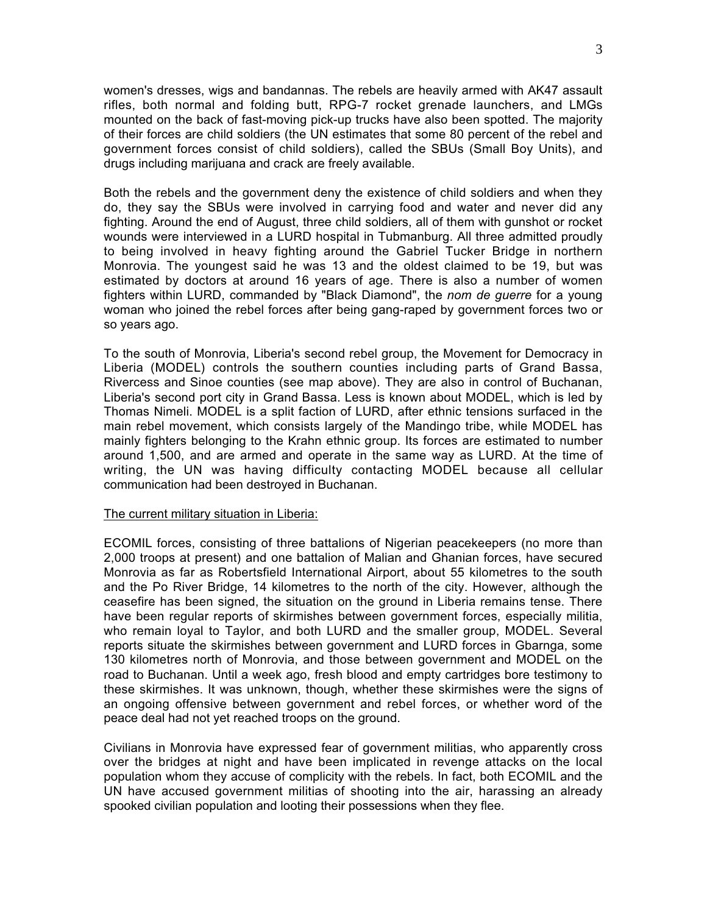women's dresses, wigs and bandannas. The rebels are heavily armed with AK47 assault rifles, both normal and folding butt, RPG-7 rocket grenade launchers, and LMGs mounted on the back of fast-moving pick-up trucks have also been spotted. The majority of their forces are child soldiers (the UN estimates that some 80 percent of the rebel and government forces consist of child soldiers), called the SBUs (Small Boy Units), and drugs including marijuana and crack are freely available.

Both the rebels and the government deny the existence of child soldiers and when they do, they say the SBUs were involved in carrying food and water and never did any fighting. Around the end of August, three child soldiers, all of them with gunshot or rocket wounds were interviewed in a LURD hospital in Tubmanburg. All three admitted proudly to being involved in heavy fighting around the Gabriel Tucker Bridge in northern Monrovia. The youngest said he was 13 and the oldest claimed to be 19, but was estimated by doctors at around 16 years of age. There is also a number of women fighters within LURD, commanded by "Black Diamond", the *nom de guerre* for a young woman who joined the rebel forces after being gang-raped by government forces two or so years ago.

To the south of Monrovia, Liberia's second rebel group, the Movement for Democracy in Liberia (MODEL) controls the southern counties including parts of Grand Bassa, Rivercess and Sinoe counties (see map above). They are also in control of Buchanan, Liberia's second port city in Grand Bassa. Less is known about MODEL, which is led by Thomas Nimeli. MODEL is a split faction of LURD, after ethnic tensions surfaced in the main rebel movement, which consists largely of the Mandingo tribe, while MODEL has mainly fighters belonging to the Krahn ethnic group. Its forces are estimated to number around 1,500, and are armed and operate in the same way as LURD. At the time of writing, the UN was having difficulty contacting MODEL because all cellular communication had been destroyed in Buchanan.

<u>The current military situation in Liberia:</u>

ECOMIL forces, consisting of three battalions of Nigerian peacekeepers (no more than 2,000 troops at present) and one battalion of Malian and Ghanian forces, have secured Monrovia as far as Robertsfield International Airport, about 55 kilometres to the south and the Po River Bridge, 14 kilometres to the north of the city. However, although the ceasefire has been signed, the situation on the ground in Liberia remains tense. There have been regular reports of skirmishes between government forces, especially militia, who remain loyal to Taylor, and both LURD and the smaller group, MODEL. Several reports situate the skirmishes between government and LURD forces in Gbarnga, some 130 kilometres north of Monrovia, and those between government and MODEL on the road to Buchanan. Until a week ago, fresh blood and empty cartridges bore testimony to these skirmishes. It was unknown, though, whether these skirmishes were the signs of an ongoing offensive between government and rebel forces, or whether word of the peace deal had not yet reached troops on the ground.

Civilians in Monrovia have expressed fear of government militias, who apparently cross over the bridges at night and have been implicated in revenge attacks on the local population whom they accuse of complicity with the rebels. In fact, both ECOMIL and the UN have accused government militias of shooting into the air, harassing an already spooked civilian population and looting their possessions when they flee.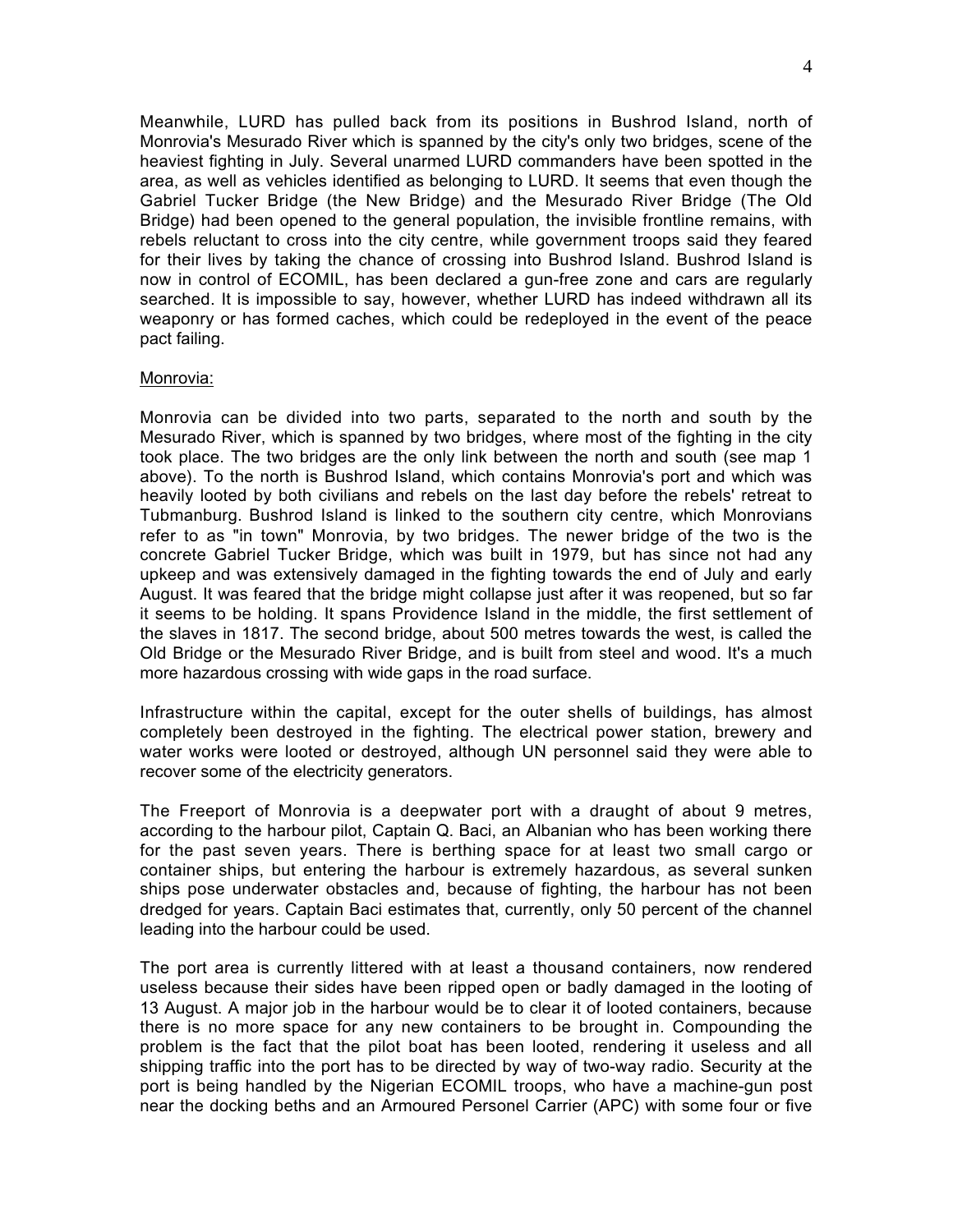Meanwhile, LURD has pulled back from its positions in Bushrod Island, north of Monrovia's Mesurado River which is spanned by the city's only two bridges, scene of the heaviest fighting in July. Several unarmed LURD commanders have been spotted in the area, as well as vehicles identified as belonging to LURD. It seems that even though the Gabriel Tucker Bridge (the New Bridge) and the Mesurado River Bridge (The Old Bridge) had been opened to the general population, the invisible frontline remains, with rebels reluctant to cross into the city centre, while government troops said they feared for their lives by taking the chance of crossing into Bushrod Island. Bushrod Island is now in control of ECOMIL, has been declared a gun-free zone and cars are regularly searched. It is impossible to say, however, whether LURD has indeed withdrawn all its weaponry or has formed caches, which could be redeployed in the event of the peace pact failing.

Monrovia:

Monrovia can be divided into two parts, separated to the north and south by the Mesurado River, which is spanned by two bridges, where most of the fighting in the city took place. The two bridges are the only link between the north and south (see map 1 above). To the north is Bushrod Island, which contains Monrovia's port and which was heavily looted by both civilians and rebels on the last day before the rebels' retreat to Tubmanburg. Bushrod Island is linked to the southern city centre, which Monrovians refer to as "in town" Monrovia, by two bridges. The newer bridge of the two is the concrete Gabriel Tucker Bridge, which was built in 1979, but has since not had any upkeep and was extensively damaged in the fighting towards the end of July and early August. It was feared that the bridge might collapse just after it was reopened, but so far it seems to be holding. It spans Providence Island in the middle, the first settlement of the slaves in 1817. The second bridge, about 500 metres towards the west, is called the Old Bridge or the Mesurado River Bridge, and is built from steel and wood. It's a much more hazardous crossing with wide gaps in the road surface.

Infrastructure within the capital, except for the outer shells of buildings, has almost completely been destroyed in the fighting. The electrical power station, brewery and water works were looted or destroyed, although UN personnel said they were able to recover some of the electricity generators.

The Freeport of Monrovia is a deepwater port with a draught of about 9 metres, according to the harbour pilot, Captain Q. Baci, an Albanian who has been working there for the past seven years. There is berthing space for at least two small cargo or container ships, but entering the harbour is extremely hazardous, as several sunken ships pose underwater obstacles and, because of fighting, the harbour has not been dredged for years. Captain Baci estimates that, currently, only 50 percent of the channel leading into the harbour could be used.

The port area is currently littered with at least a thousand containers, now rendered useless because their sides have been ripped open or badly damaged in the looting of 13 August. A major job in the harbour would be to clear it of looted containers, because there is no more space for any new containers to be brought in. Compounding the problem is the fact that the pilot boat has been looted, rendering it useless and all shipping traffic into the port has to be directed by way of two-way radio. Security at the port is being handled by the Nigerian ECOMIL troops, who have a machine-gun post near the docking beths and an Armoured Personel Carrier (APC) with some four or five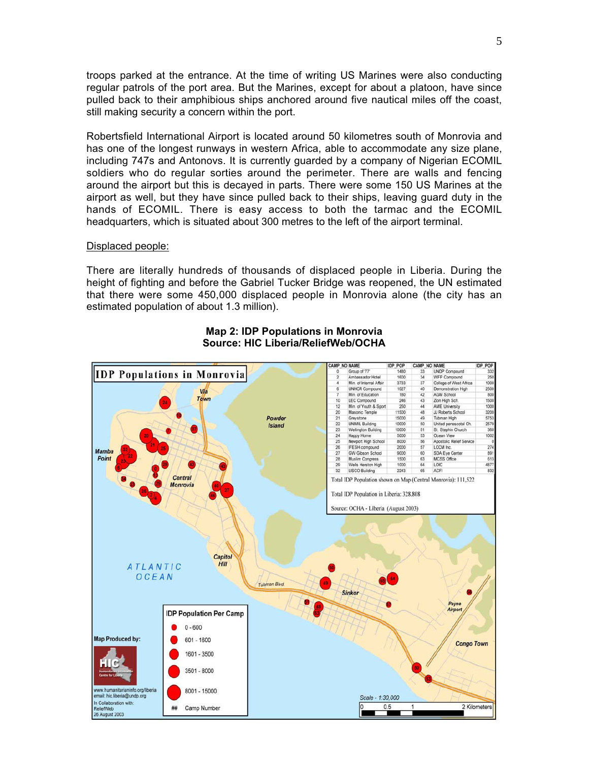troops parked at the entrance. At the time of writing US Marines were also conducting regular patrols of the port area. But the Marines, except for about a platoon, have since pulled back to their amphibious ships anchored around five nautical miles off the coast, still making security a concern within the port.

Robertsfield International Airport is located around 50 kilometres south of Monrovia and has one of the longest runways in western Africa, able to accommodate any size plane, including 747s and Antonovs. It is currently guarded by a company of Nigerian ECOMIL soldiers who do regular sorties around the perimeter. There are walls and fencing around the airport but this is decayed in parts. There were some 150 US Marines at the airport as well, but they have since pulled back to their ships, leaving guard duty in the hands of ECOMIL. There is easy access to both the tarmac and the ECOMIL headquarters, which is situated about 300 metres to the left of the airport terminal.

Displaced people:

There are literally hundreds of thousands of displaced people in Liberia. During the height of fighting and before the Gabriel Tucker Bridge was reopened, the UN estimated that there were some 450,000 displaced people in Monrovia alone (the city has an estimated population of about 1.3 million).

**Map 2: IDP Populations in Monrovia**
**Source: HIC Liberia/ReliefWeb/OCHA**

IDP Populations in Monrovia

| CAMP_NO | NAME | IDP_POP | CAMP_NO | NAME | IDP_POP |
|---|---|---|---|---|---|
| 0 | Group of 77 | 1480 | 33 | UNDP Compound | 332 |
| 2 | Ambassador Hotel | 1600 | 34 | WFP Compound | 250 |
| 4 | Min. of Internal Affair | 3733 | 37 | College of West Africa | 1000 |
| 6 | UNHCR Compound | 1027 | 40 | Demonstration High | 2500 |
| 7 | Min. of Education | 180 | 42 | AGM School | 800 |
| 10 | LEC Compound | 246 | 43 | Zion High Sch. | 1500 |
| 12 | Min. of Youth & Sport | 250 | 44 | AME University | 1000 |
| 20 | Masonic Temple | 11500 | 48 | JJ Roberts School | 3200 |
| 21 | Greystone | 15000 | 49 | Tubman High | 5753 |
| 22 | UNMIL Building | 10000 | 50 | United pentecostal Ch. | 2579 |
| 23 | Wellington Building | 10000 | 51 | St. Stephen Church | 360 |
| 24 | Happy Home | 5000 | 53 | Ocean View | 1002 |
| 25 | Newport High School | 8000 | 56 | Apostolic Relief Service | 0 |
| 26 | IFESH compound | 2000 | 57 | LCCM Inc. | 274 |
| 27 | GW Gibson School | 9000 | 60 | SDA Eye Center | 891 |
| 28 | Muslim Congress | 1500 | 63 | MCSS Office | 613 |
| 29 | Wells Hairston High | 1000 | 64 | LOIC | 4877 |
| 32 | LISCO Building | 2243 | 65 | ACFI | 832 |

Total IDP Population shown on Map (Central Monrovia): 111,522

Total IDP Population in Liberia: 328,808

Source: OCHA - Liberia (August 2003)

IDP Population Per Camp: 0 - 600; 601 - 1600; 1601 - 3500; 3501 - 8000; 8001 - 15000; ## Camp Number

Map Produced by: HIC Humanitarian Information Centre for Liberia, www.humanitarianinfo.org/liberia, email: hic.liberia@undp.org, In Collaboration with: ReliefWeb, 26 August 2003

Scale - 1:30,000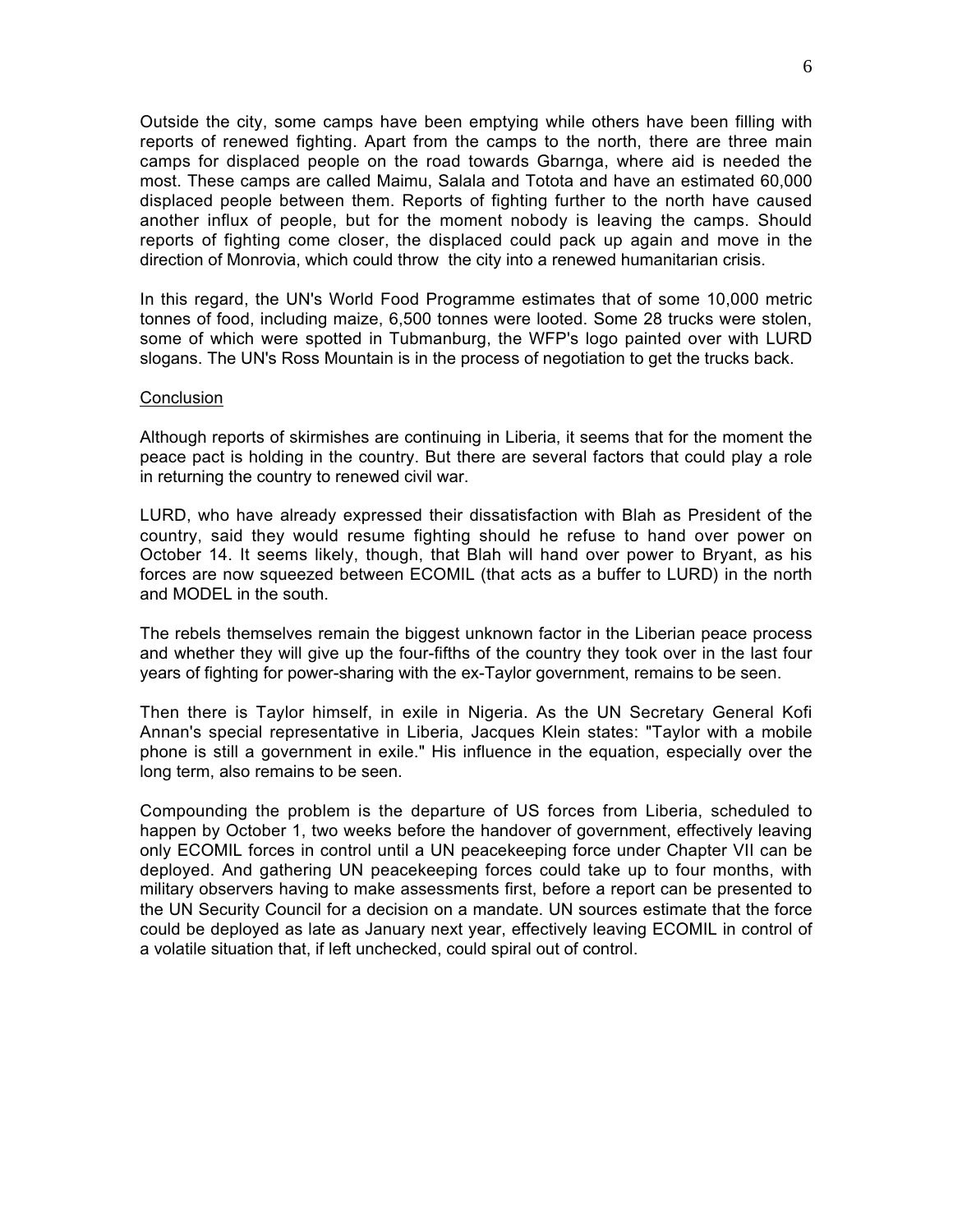Outside the city, some camps have been emptying while others have been filling with reports of renewed fighting. Apart from the camps to the north, there are three main camps for displaced people on the road towards Gbarnga, where aid is needed the most. These camps are called Maimu, Salala and Totota and have an estimated 60,000 displaced people between them. Reports of fighting further to the north have caused another influx of people, but for the moment nobody is leaving the camps. Should reports of fighting come closer, the displaced could pack up again and move in the direction of Monrovia, which could throw the city into a renewed humanitarian crisis.

In this regard, the UN's World Food Programme estimates that of some 10,000 metric tonnes of food, including maize, 6,500 tonnes were looted. Some 28 trucks were stolen, some of which were spotted in Tubmanburg, the WFP's logo painted over with LURD slogans. The UN's Ross Mountain is in the process of negotiation to get the trucks back.

## Conclusion

Although reports of skirmishes are continuing in Liberia, it seems that for the moment the peace pact is holding in the country. But there are several factors that could play a role in returning the country to renewed civil war.

LURD, who have already expressed their dissatisfaction with Blah as President of the country, said they would resume fighting should he refuse to hand over power on October 14. It seems likely, though, that Blah will hand over power to Bryant, as his forces are now squeezed between ECOMIL (that acts as a buffer to LURD) in the north and MODEL in the south.

The rebels themselves remain the biggest unknown factor in the Liberian peace process and whether they will give up the four-fifths of the country they took over in the last four years of fighting for power-sharing with the ex-Taylor government, remains to be seen.

Then there is Taylor himself, in exile in Nigeria. As the UN Secretary General Kofi Annan's special representative in Liberia, Jacques Klein states: "Taylor with a mobile phone is still a government in exile." His influence in the equation, especially over the long term, also remains to be seen.

Compounding the problem is the departure of US forces from Liberia, scheduled to happen by October 1, two weeks before the handover of government, effectively leaving only ECOMIL forces in control until a UN peacekeeping force under Chapter VII can be deployed. And gathering UN peacekeeping forces could take up to four months, with military observers having to make assessments first, before a report can be presented to the UN Security Council for a decision on a mandate. UN sources estimate that the force could be deployed as late as January next year, effectively leaving ECOMIL in control of a volatile situation that, if left unchecked, could spiral out of control.